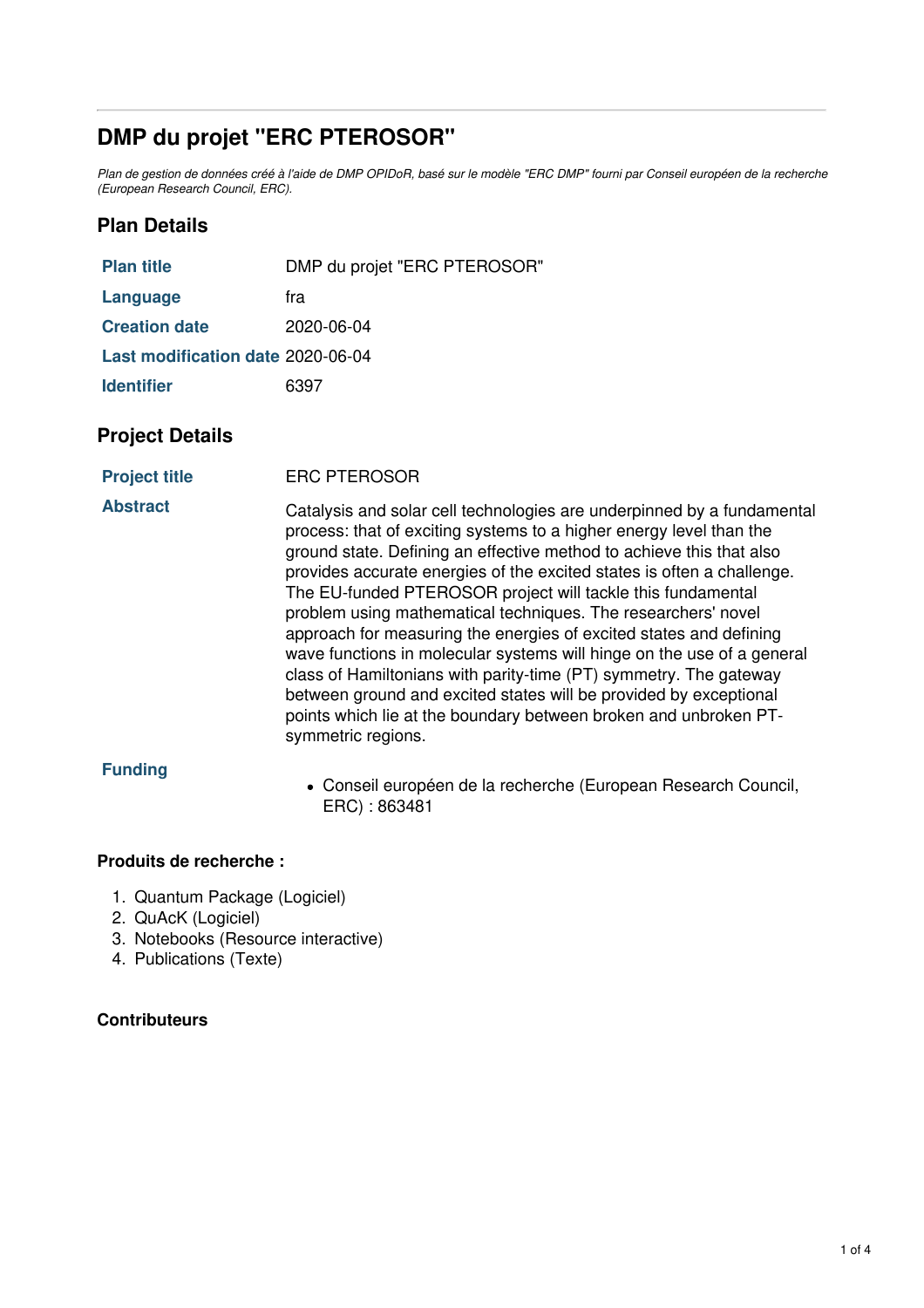# DMP du projet "ERC PTEROSOR"

*Plan de gestion de données créé à l'aide de DMP OPIDoR, basé sur le modèle "ERC DMP" fourni par Conseil européen de la recherche (European Research Council, ERC).*

## Plan Details

| | |
|---|---|
| **Plan title** | DMP du projet "ERC PTEROSOR" |
| **Language** | fra |
| **Creation date** | 2020-06-04 |
| **Last modification date** | 2020-06-04 |
| **Identifier** | 6397 |

## Project Details

| | |
|---|---|
| **Project title** | ERC PTEROSOR |
| **Abstract** | Catalysis and solar cell technologies are underpinned by a fundamental process: that of exciting systems to a higher energy level than the ground state. Defining an effective method to achieve this that also provides accurate energies of the excited states is often a challenge. The EU-funded PTEROSOR project will tackle this fundamental problem using mathematical techniques. The researchers' novel approach for measuring the energies of excited states and defining wave functions in molecular systems will hinge on the use of a general class of Hamiltonians with parity-time (PT) symmetry. The gateway between ground and excited states will be provided by exceptional points which lie at the boundary between broken and unbroken PT-symmetric regions. |
| **Funding** | • Conseil européen de la recherche (European Research Council, ERC) : 863481 |

### Produits de recherche :

1. Quantum Package (Logiciel)
2. QuAcK (Logiciel)
3. Notebooks (Resource interactive)
4. Publications (Texte)

### Contributeurs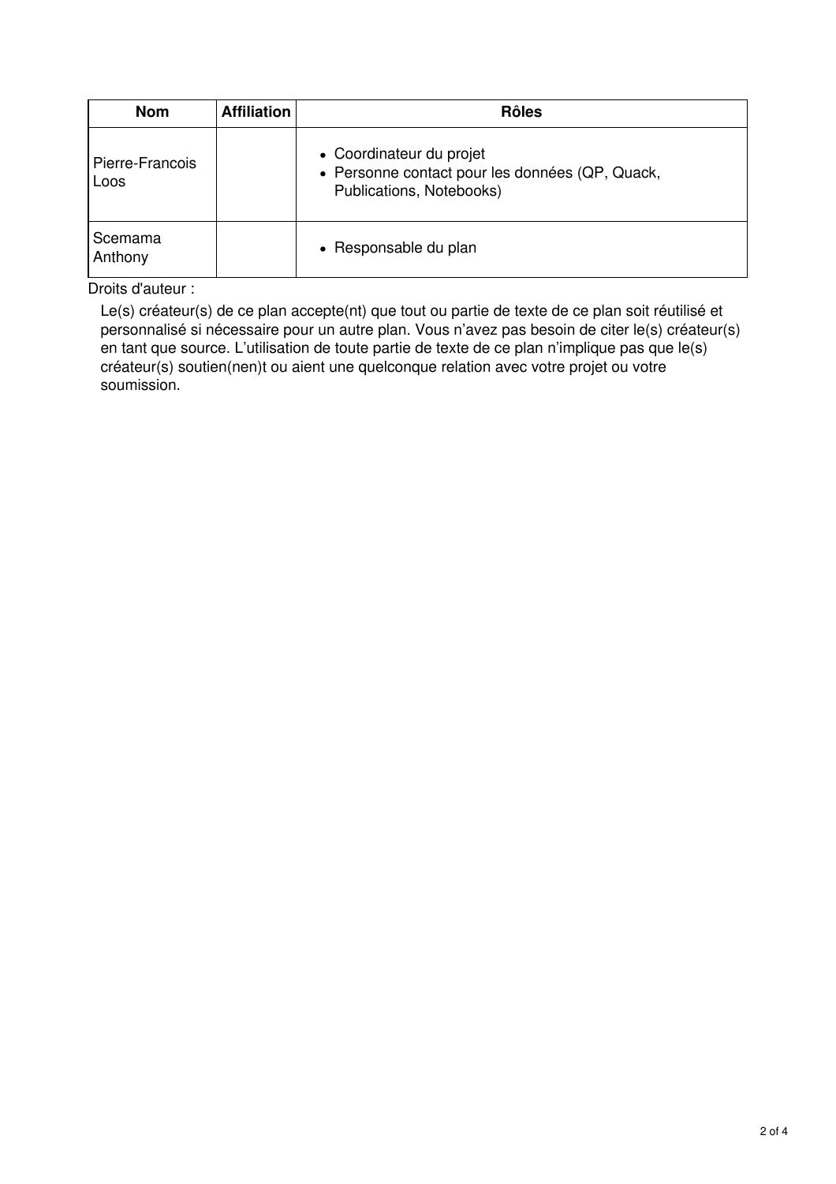| Nom | Affiliation | Rôles |
| --- | --- | --- |
| Pierre-Francois Loos | | • Coordinateur du projet<br>• Personne contact pour les données (QP, Quack, Publications, Notebooks) |
| Scemama Anthony | | • Responsable du plan |

Droits d'auteur :

Le(s) créateur(s) de ce plan accepte(nt) que tout ou partie de texte de ce plan soit réutilisé et personnalisé si nécessaire pour un autre plan. Vous n'avez pas besoin de citer le(s) créateur(s) en tant que source. L'utilisation de toute partie de texte de ce plan n'implique pas que le(s) créateur(s) soutien(nen)t ou aient une quelconque relation avec votre projet ou votre soumission.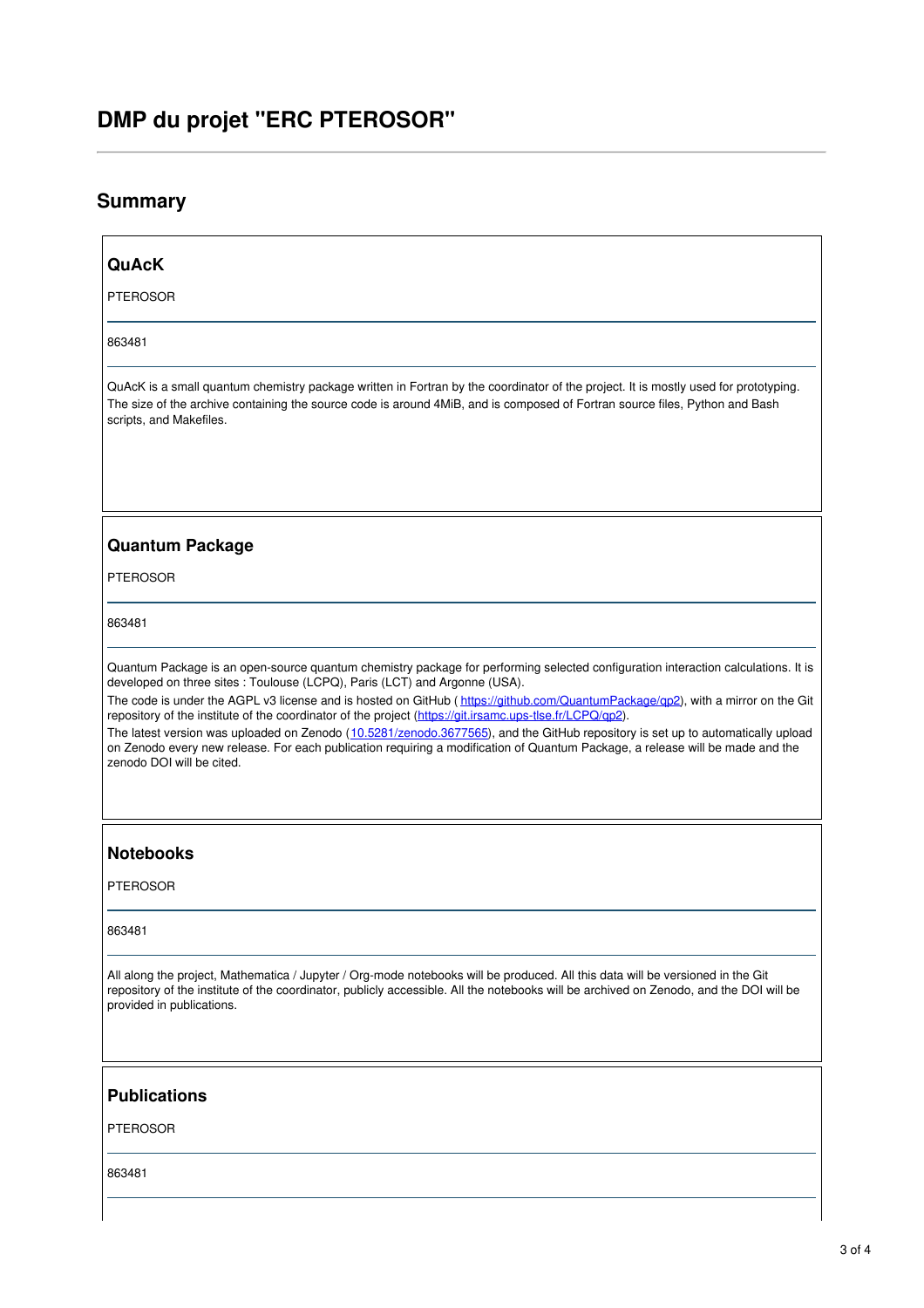# DMP du projet "ERC PTEROSOR"

## Summary

### QuAcK

PTEROSOR

863481

QuAcK is a small quantum chemistry package written in Fortran by the coordinator of the project. It is mostly used for prototyping. The size of the archive containing the source code is around 4MiB, and is composed of Fortran source files, Python and Bash scripts, and Makefiles.

### Quantum Package

PTEROSOR

863481

Quantum Package is an open-source quantum chemistry package for performing selected configuration interaction calculations. It is developed on three sites : Toulouse (LCPQ), Paris (LCT) and Argonne (USA).

The code is under the AGPL v3 license and is hosted on GitHub ( [https://github.com/QuantumPackage/qp2](https://github.com/QuantumPackage/qp2)), with a mirror on the Git repository of the institute of the coordinator of the project ([https://git.irsamc.ups-tlse.fr/LCPQ/qp2](https://git.irsamc.ups-tlse.fr/LCPQ/qp2)).

The latest version was uploaded on Zenodo ([10.5281/zenodo.3677565](https://doi.org/10.5281/zenodo.3677565)), and the GitHub repository is set up to automatically upload on Zenodo every new release. For each publication requiring a modification of Quantum Package, a release will be made and the zenodo DOI will be cited.

### Notebooks

PTEROSOR

863481

All along the project, Mathematica / Jupyter / Org-mode notebooks will be produced. All this data will be versioned in the Git repository of the institute of the coordinator, publicly accessible. All the notebooks will be archived on Zenodo, and the DOI will be provided in publications.

### Publications

PTEROSOR

863481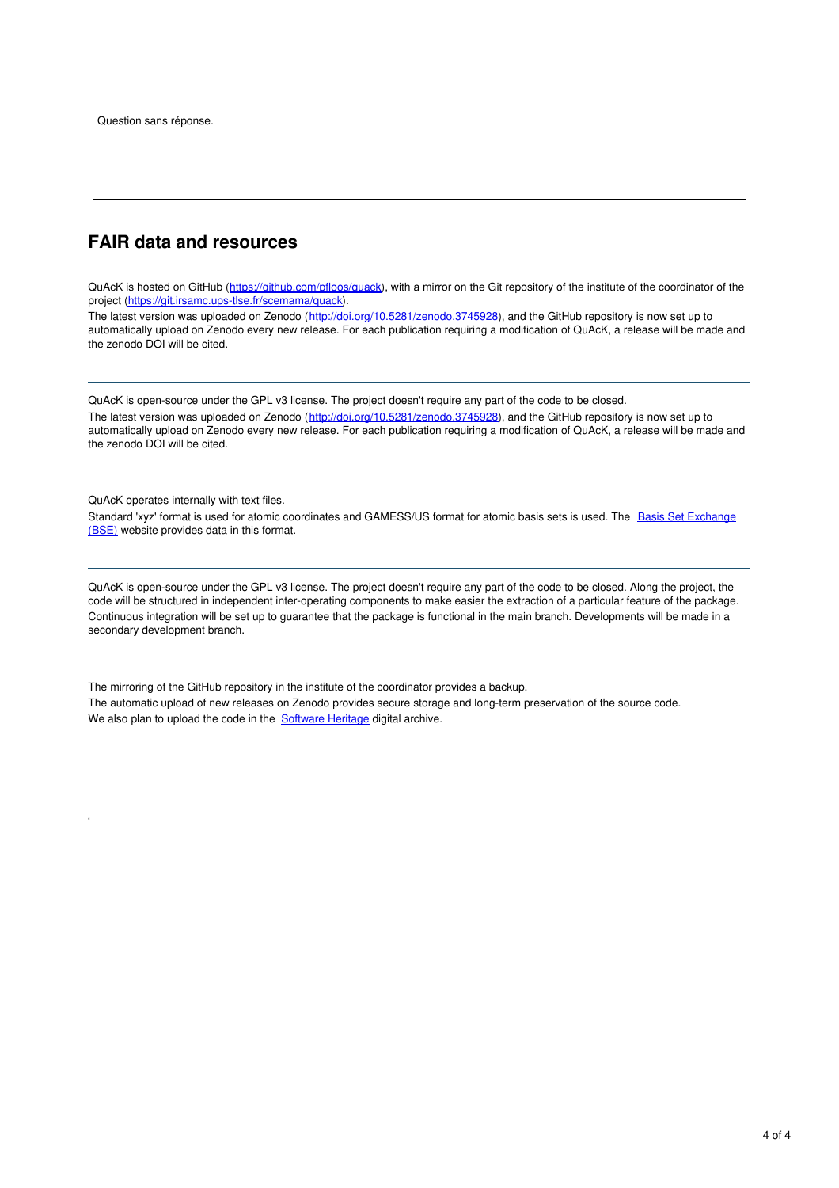Question sans réponse.

## FAIR data and resources

QuAcK is hosted on GitHub (https://github.com/pfloos/quack), with a mirror on the Git repository of the institute of the coordinator of the project (https://git.irsamc.ups-tlse.fr/scemama/quack).

The latest version was uploaded on Zenodo (http://doi.org/10.5281/zenodo.3745928), and the GitHub repository is now set up to automatically upload on Zenodo every new release. For each publication requiring a modification of QuAcK, a release will be made and the zenodo DOI will be cited.

---

QuAcK is open-source under the GPL v3 license. The project doesn't require any part of the code to be closed.

The latest version was uploaded on Zenodo (http://doi.org/10.5281/zenodo.3745928), and the GitHub repository is now set up to automatically upload on Zenodo every new release. For each publication requiring a modification of QuAcK, a release will be made and the zenodo DOI will be cited.

---

QuAcK operates internally with text files.

Standard 'xyz' format is used for atomic coordinates and GAMESS/US format for atomic basis sets is used. The Basis Set Exchange (BSE) website provides data in this format.

---

QuAcK is open-source under the GPL v3 license. The project doesn't require any part of the code to be closed. Along the project, the code will be structured in independent inter-operating components to make easier the extraction of a particular feature of the package.

Continuous integration will be set up to guarantee that the package is functional in the main branch. Developments will be made in a secondary development branch.

---

The mirroring of the GitHub repository in the institute of the coordinator provides a backup.

The automatic upload of new releases on Zenodo provides secure storage and long-term preservation of the source code.

We also plan to upload the code in the Software Heritage digital archive.